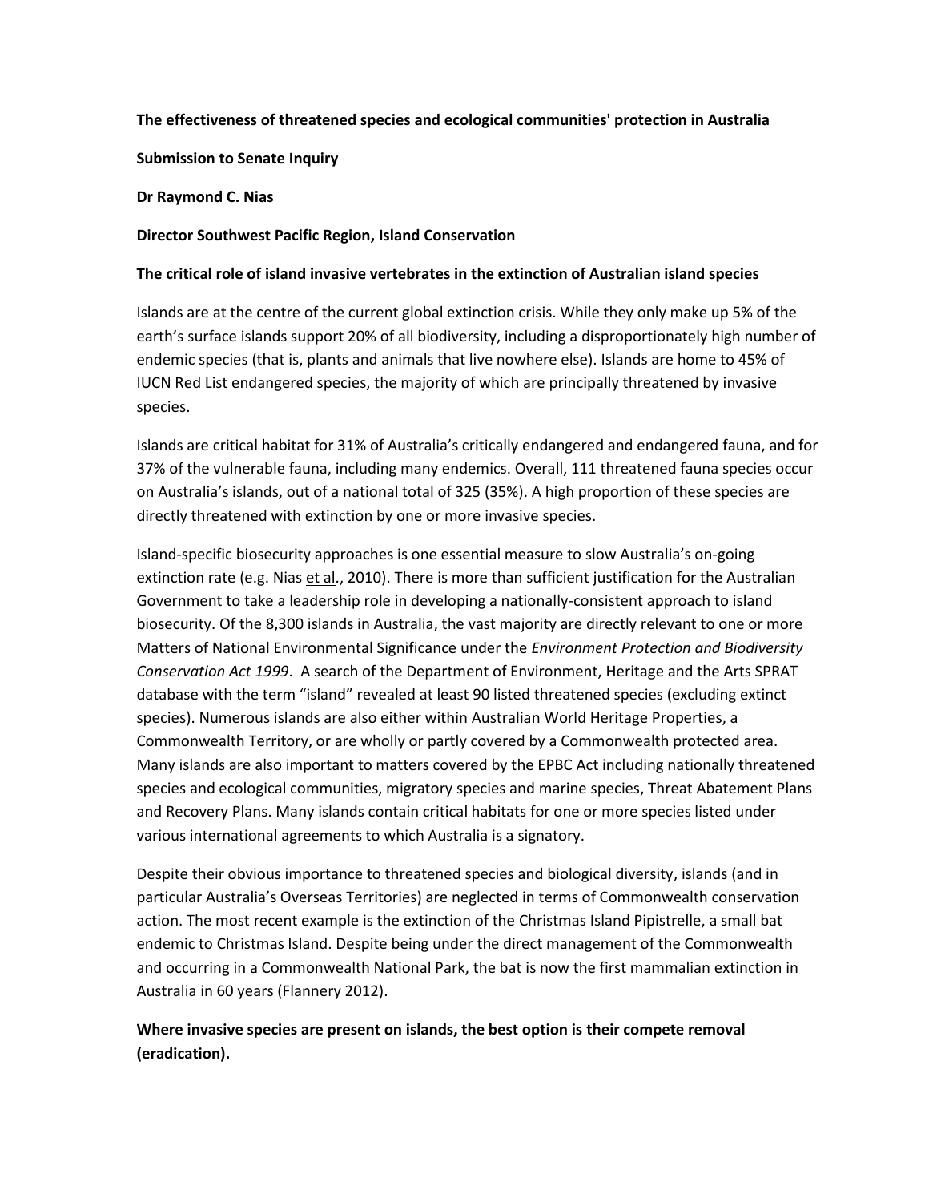**The effectiveness of threatened species and ecological communities' protection in Australia**

**Submission to Senate Inquiry**

**Dr Raymond C. Nias**

**Director Southwest Pacific Region, Island Conservation**

**The critical role of island invasive vertebrates in the extinction of Australian island species**

Islands are at the centre of the current global extinction crisis. While they only make up 5% of the earth's surface islands support 20% of all biodiversity, including a disproportionately high number of endemic species (that is, plants and animals that live nowhere else). Islands are home to 45% of IUCN Red List endangered species, the majority of which are principally threatened by invasive species.

Islands are critical habitat for 31% of Australia's critically endangered and endangered fauna, and for 37% of the vulnerable fauna, including many endemics. Overall, 111 threatened fauna species occur on Australia's islands, out of a national total of 325 (35%). A high proportion of these species are directly threatened with extinction by one or more invasive species.

Island-specific biosecurity approaches is one essential measure to slow Australia's on-going extinction rate (e.g. Nias et al., 2010). There is more than sufficient justification for the Australian Government to take a leadership role in developing a nationally-consistent approach to island biosecurity. Of the 8,300 islands in Australia, the vast majority are directly relevant to one or more Matters of National Environmental Significance under the *Environment Protection and Biodiversity Conservation Act 1999*. A search of the Department of Environment, Heritage and the Arts SPRAT database with the term "island" revealed at least 90 listed threatened species (excluding extinct species). Numerous islands are also either within Australian World Heritage Properties, a Commonwealth Territory, or are wholly or partly covered by a Commonwealth protected area. Many islands are also important to matters covered by the EPBC Act including nationally threatened species and ecological communities, migratory species and marine species, Threat Abatement Plans and Recovery Plans. Many islands contain critical habitats for one or more species listed under various international agreements to which Australia is a signatory.

Despite their obvious importance to threatened species and biological diversity, islands (and in particular Australia's Overseas Territories) are neglected in terms of Commonwealth conservation action. The most recent example is the extinction of the Christmas Island Pipistrelle, a small bat endemic to Christmas Island. Despite being under the direct management of the Commonwealth and occurring in a Commonwealth National Park, the bat is now the first mammalian extinction in Australia in 60 years (Flannery 2012).

**Where invasive species are present on islands, the best option is their compete removal (eradication).**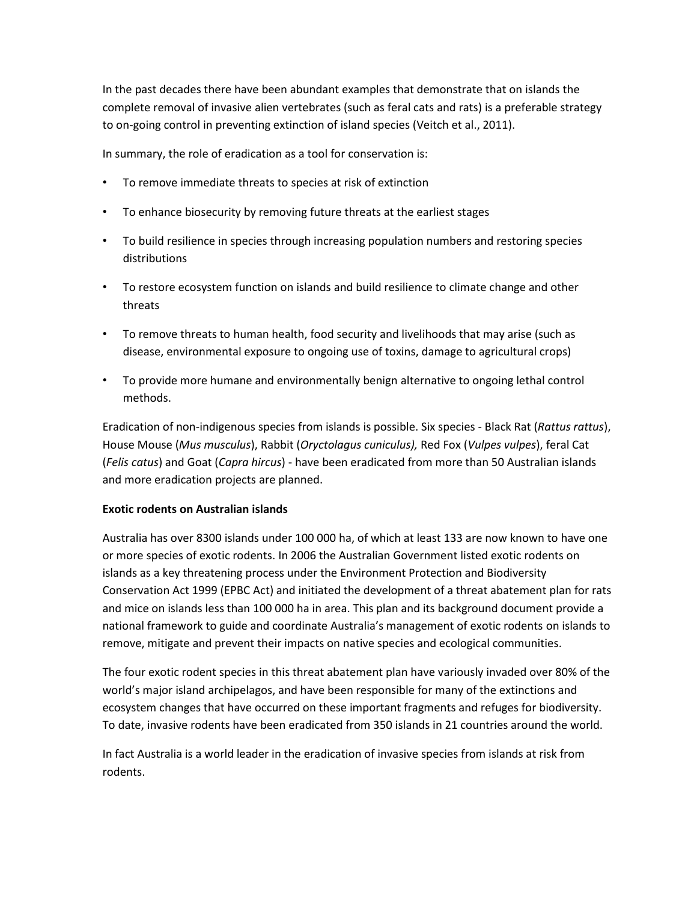In the past decades there have been abundant examples that demonstrate that on islands the complete removal of invasive alien vertebrates (such as feral cats and rats) is a preferable strategy to on-going control in preventing extinction of island species (Veitch et al., 2011).

In summary, the role of eradication as a tool for conservation is:

- To remove immediate threats to species at risk of extinction
- To enhance biosecurity by removing future threats at the earliest stages
- To build resilience in species through increasing population numbers and restoring species distributions
- To restore ecosystem function on islands and build resilience to climate change and other threats
- To remove threats to human health, food security and livelihoods that may arise (such as disease, environmental exposure to ongoing use of toxins, damage to agricultural crops)
- To provide more humane and environmentally benign alternative to ongoing lethal control methods.

Eradication of non-indigenous species from islands is possible. Six species - Black Rat (*Rattus rattus*), House Mouse (*Mus musculus*), Rabbit (*Oryctolagus cuniculus),* Red Fox (*Vulpes vulpes*), feral Cat (*Felis catus*) and Goat (*Capra hircus*) - have been eradicated from more than 50 Australian islands and more eradication projects are planned.

**Exotic rodents on Australian islands**

Australia has over 8300 islands under 100 000 ha, of which at least 133 are now known to have one or more species of exotic rodents. In 2006 the Australian Government listed exotic rodents on islands as a key threatening process under the Environment Protection and Biodiversity Conservation Act 1999 (EPBC Act) and initiated the development of a threat abatement plan for rats and mice on islands less than 100 000 ha in area. This plan and its background document provide a national framework to guide and coordinate Australia's management of exotic rodents on islands to remove, mitigate and prevent their impacts on native species and ecological communities.

The four exotic rodent species in this threat abatement plan have variously invaded over 80% of the world's major island archipelagos, and have been responsible for many of the extinctions and ecosystem changes that have occurred on these important fragments and refuges for biodiversity. To date, invasive rodents have been eradicated from 350 islands in 21 countries around the world.

In fact Australia is a world leader in the eradication of invasive species from islands at risk from rodents.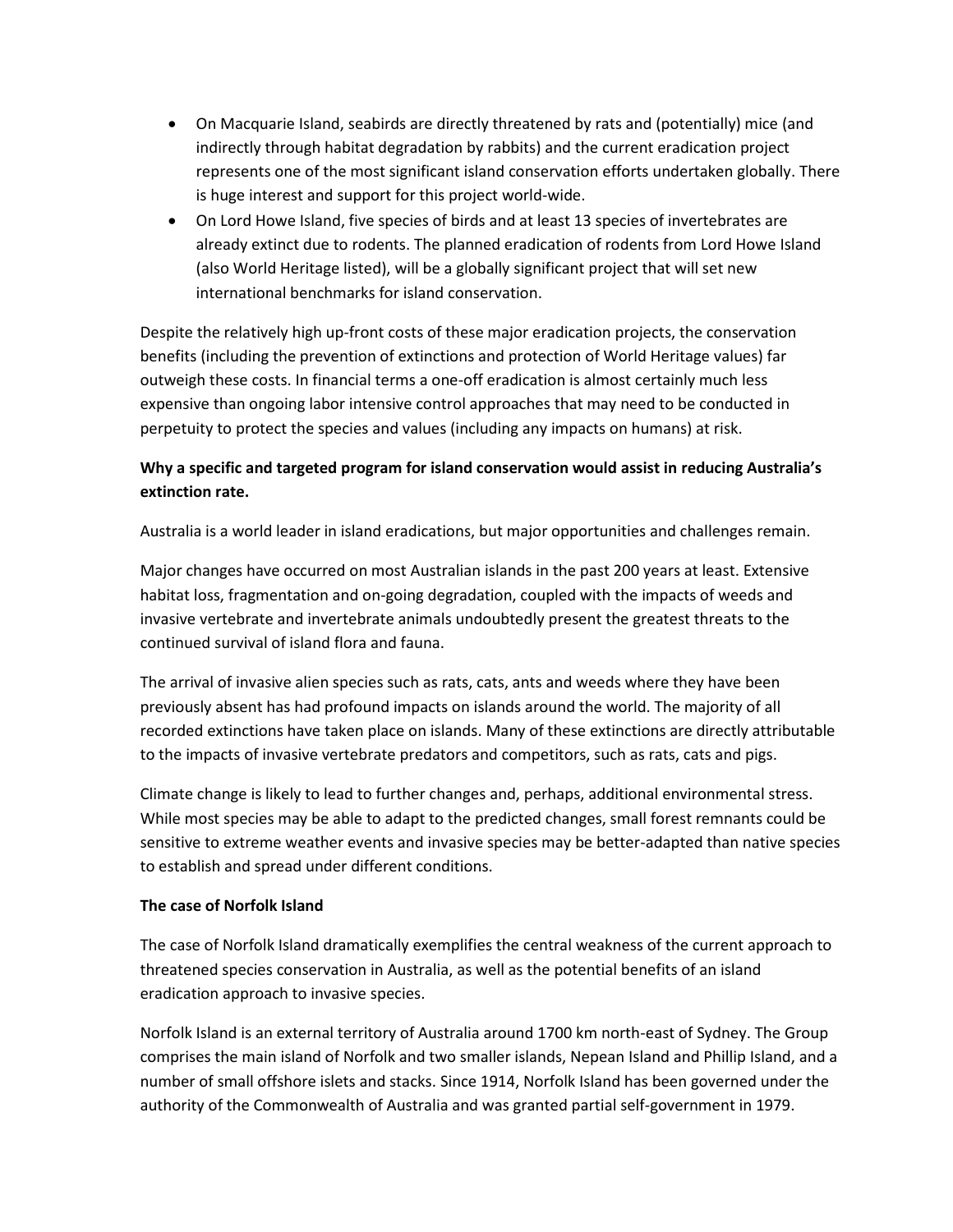- On Macquarie Island, seabirds are directly threatened by rats and (potentially) mice (and indirectly through habitat degradation by rabbits) and the current eradication project represents one of the most significant island conservation efforts undertaken globally. There is huge interest and support for this project world-wide.
- On Lord Howe Island, five species of birds and at least 13 species of invertebrates are already extinct due to rodents. The planned eradication of rodents from Lord Howe Island (also World Heritage listed), will be a globally significant project that will set new international benchmarks for island conservation.

Despite the relatively high up-front costs of these major eradication projects, the conservation benefits (including the prevention of extinctions and protection of World Heritage values) far outweigh these costs. In financial terms a one-off eradication is almost certainly much less expensive than ongoing labor intensive control approaches that may need to be conducted in perpetuity to protect the species and values (including any impacts on humans) at risk.

**Why a specific and targeted program for island conservation would assist in reducing Australia's extinction rate.**

Australia is a world leader in island eradications, but major opportunities and challenges remain.

Major changes have occurred on most Australian islands in the past 200 years at least. Extensive habitat loss, fragmentation and on-going degradation, coupled with the impacts of weeds and invasive vertebrate and invertebrate animals undoubtedly present the greatest threats to the continued survival of island flora and fauna.

The arrival of invasive alien species such as rats, cats, ants and weeds where they have been previously absent has had profound impacts on islands around the world. The majority of all recorded extinctions have taken place on islands. Many of these extinctions are directly attributable to the impacts of invasive vertebrate predators and competitors, such as rats, cats and pigs.

Climate change is likely to lead to further changes and, perhaps, additional environmental stress. While most species may be able to adapt to the predicted changes, small forest remnants could be sensitive to extreme weather events and invasive species may be better-adapted than native species to establish and spread under different conditions.

**The case of Norfolk Island**

The case of Norfolk Island dramatically exemplifies the central weakness of the current approach to threatened species conservation in Australia, as well as the potential benefits of an island eradication approach to invasive species.

Norfolk Island is an external territory of Australia around 1700 km north-east of Sydney. The Group comprises the main island of Norfolk and two smaller islands, Nepean Island and Phillip Island, and a number of small offshore islets and stacks. Since 1914, Norfolk Island has been governed under the authority of the Commonwealth of Australia and was granted partial self-government in 1979.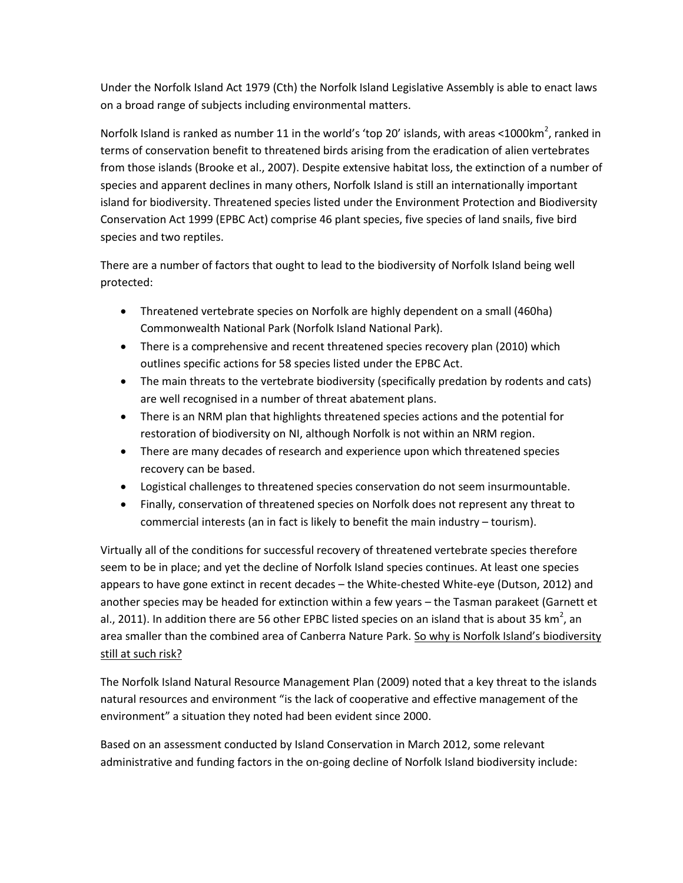Under the Norfolk Island Act 1979 (Cth) the Norfolk Island Legislative Assembly is able to enact laws on a broad range of subjects including environmental matters.

Norfolk Island is ranked as number 11 in the world's 'top 20' islands, with areas <1000km$^2$, ranked in terms of conservation benefit to threatened birds arising from the eradication of alien vertebrates from those islands (Brooke et al., 2007). Despite extensive habitat loss, the extinction of a number of species and apparent declines in many others, Norfolk Island is still an internationally important island for biodiversity. Threatened species listed under the Environment Protection and Biodiversity Conservation Act 1999 (EPBC Act) comprise 46 plant species, five species of land snails, five bird species and two reptiles.

There are a number of factors that ought to lead to the biodiversity of Norfolk Island being well protected:

- Threatened vertebrate species on Norfolk are highly dependent on a small (460ha) Commonwealth National Park (Norfolk Island National Park).
- There is a comprehensive and recent threatened species recovery plan (2010) which outlines specific actions for 58 species listed under the EPBC Act.
- The main threats to the vertebrate biodiversity (specifically predation by rodents and cats) are well recognised in a number of threat abatement plans.
- There is an NRM plan that highlights threatened species actions and the potential for restoration of biodiversity on NI, although Norfolk is not within an NRM region.
- There are many decades of research and experience upon which threatened species recovery can be based.
- Logistical challenges to threatened species conservation do not seem insurmountable.
- Finally, conservation of threatened species on Norfolk does not represent any threat to commercial interests (an in fact is likely to benefit the main industry – tourism).

Virtually all of the conditions for successful recovery of threatened vertebrate species therefore seem to be in place; and yet the decline of Norfolk Island species continues. At least one species appears to have gone extinct in recent decades – the White-chested White-eye (Dutson, 2012) and another species may be headed for extinction within a few years – the Tasman parakeet (Garnett et al., 2011). In addition there are 56 other EPBC listed species on an island that is about 35 km$^2$, an area smaller than the combined area of Canberra Nature Park. <u>So why is Norfolk Island's biodiversity still at such risk?</u>

The Norfolk Island Natural Resource Management Plan (2009) noted that a key threat to the islands natural resources and environment "is the lack of cooperative and effective management of the environment" a situation they noted had been evident since 2000.

Based on an assessment conducted by Island Conservation in March 2012, some relevant administrative and funding factors in the on-going decline of Norfolk Island biodiversity include: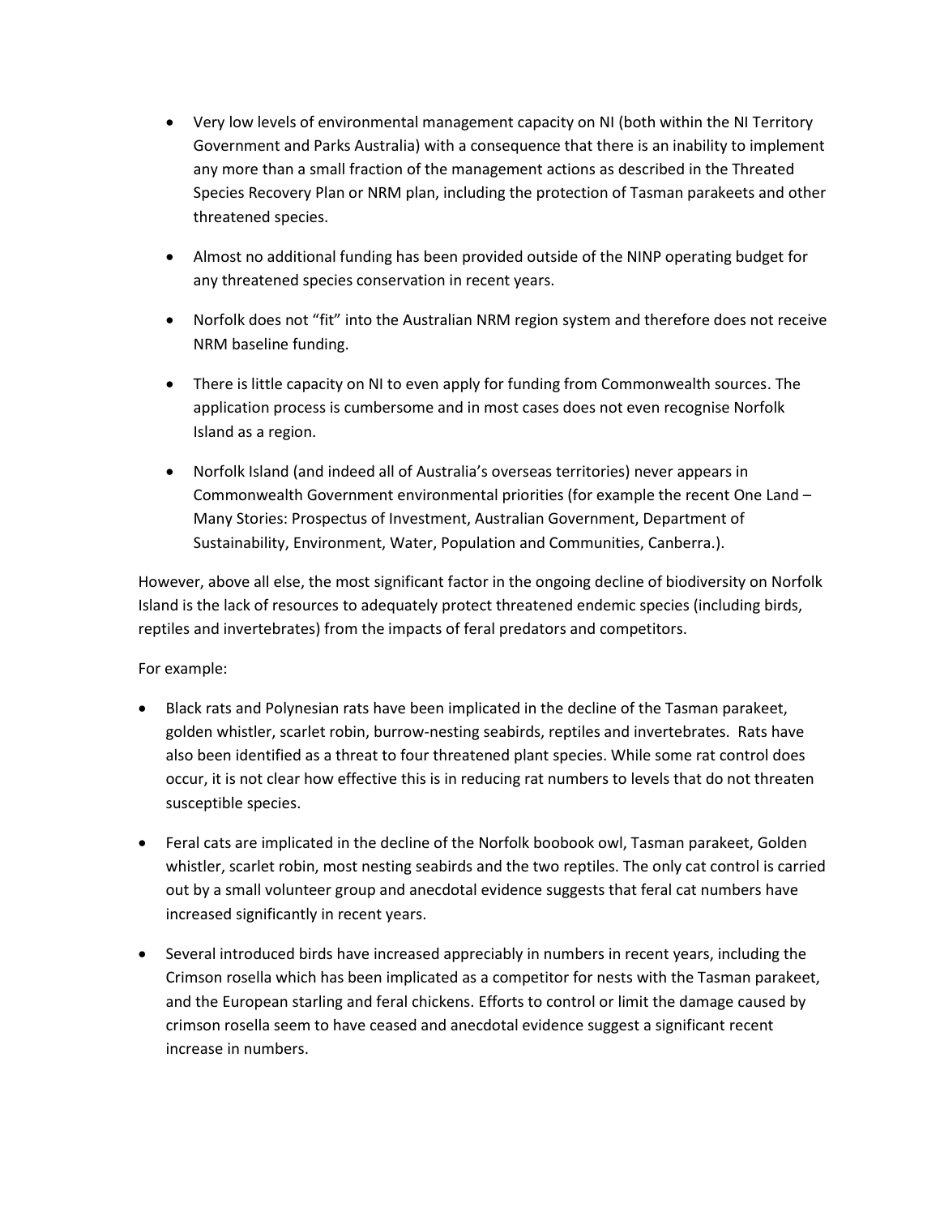- Very low levels of environmental management capacity on NI (both within the NI Territory Government and Parks Australia) with a consequence that there is an inability to implement any more than a small fraction of the management actions as described in the Threated Species Recovery Plan or NRM plan, including the protection of Tasman parakeets and other threatened species.

- Almost no additional funding has been provided outside of the NINP operating budget for any threatened species conservation in recent years.

- Norfolk does not "fit" into the Australian NRM region system and therefore does not receive NRM baseline funding.

- There is little capacity on NI to even apply for funding from Commonwealth sources. The application process is cumbersome and in most cases does not even recognise Norfolk Island as a region.

- Norfolk Island (and indeed all of Australia's overseas territories) never appears in Commonwealth Government environmental priorities (for example the recent One Land – Many Stories: Prospectus of Investment, Australian Government, Department of Sustainability, Environment, Water, Population and Communities, Canberra.).

However, above all else, the most significant factor in the ongoing decline of biodiversity on Norfolk Island is the lack of resources to adequately protect threatened endemic species (including birds, reptiles and invertebrates) from the impacts of feral predators and competitors.

For example:

- Black rats and Polynesian rats have been implicated in the decline of the Tasman parakeet, golden whistler, scarlet robin, burrow-nesting seabirds, reptiles and invertebrates. Rats have also been identified as a threat to four threatened plant species. While some rat control does occur, it is not clear how effective this is in reducing rat numbers to levels that do not threaten susceptible species.

- Feral cats are implicated in the decline of the Norfolk boobook owl, Tasman parakeet, Golden whistler, scarlet robin, most nesting seabirds and the two reptiles. The only cat control is carried out by a small volunteer group and anecdotal evidence suggests that feral cat numbers have increased significantly in recent years.

- Several introduced birds have increased appreciably in numbers in recent years, including the Crimson rosella which has been implicated as a competitor for nests with the Tasman parakeet, and the European starling and feral chickens. Efforts to control or limit the damage caused by crimson rosella seem to have ceased and anecdotal evidence suggest a significant recent increase in numbers.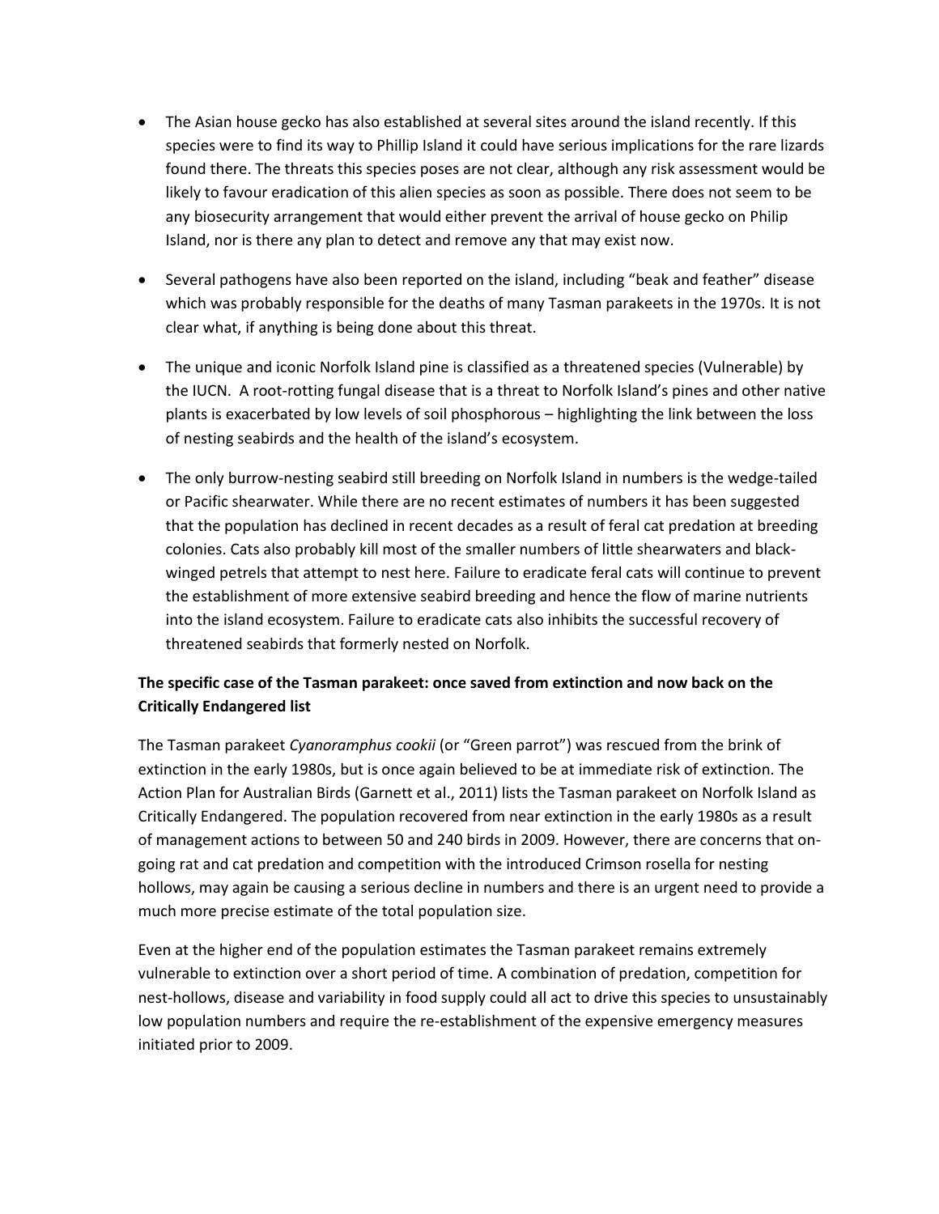- The Asian house gecko has also established at several sites around the island recently. If this species were to find its way to Phillip Island it could have serious implications for the rare lizards found there. The threats this species poses are not clear, although any risk assessment would be likely to favour eradication of this alien species as soon as possible. There does not seem to be any biosecurity arrangement that would either prevent the arrival of house gecko on Philip Island, nor is there any plan to detect and remove any that may exist now.

- Several pathogens have also been reported on the island, including "beak and feather" disease which was probably responsible for the deaths of many Tasman parakeets in the 1970s. It is not clear what, if anything is being done about this threat.

- The unique and iconic Norfolk Island pine is classified as a threatened species (Vulnerable) by the IUCN. A root-rotting fungal disease that is a threat to Norfolk Island's pines and other native plants is exacerbated by low levels of soil phosphorous – highlighting the link between the loss of nesting seabirds and the health of the island's ecosystem.

- The only burrow-nesting seabird still breeding on Norfolk Island in numbers is the wedge-tailed or Pacific shearwater. While there are no recent estimates of numbers it has been suggested that the population has declined in recent decades as a result of feral cat predation at breeding colonies. Cats also probably kill most of the smaller numbers of little shearwaters and black-winged petrels that attempt to nest here. Failure to eradicate feral cats will continue to prevent the establishment of more extensive seabird breeding and hence the flow of marine nutrients into the island ecosystem. Failure to eradicate cats also inhibits the successful recovery of threatened seabirds that formerly nested on Norfolk.

**The specific case of the Tasman parakeet: once saved from extinction and now back on the Critically Endangered list**

The Tasman parakeet *Cyanoramphus cookii* (or "Green parrot") was rescued from the brink of extinction in the early 1980s, but is once again believed to be at immediate risk of extinction. The Action Plan for Australian Birds (Garnett et al., 2011) lists the Tasman parakeet on Norfolk Island as Critically Endangered. The population recovered from near extinction in the early 1980s as a result of management actions to between 50 and 240 birds in 2009. However, there are concerns that on-going rat and cat predation and competition with the introduced Crimson rosella for nesting hollows, may again be causing a serious decline in numbers and there is an urgent need to provide a much more precise estimate of the total population size.

Even at the higher end of the population estimates the Tasman parakeet remains extremely vulnerable to extinction over a short period of time. A combination of predation, competition for nest-hollows, disease and variability in food supply could all act to drive this species to unsustainably low population numbers and require the re-establishment of the expensive emergency measures initiated prior to 2009.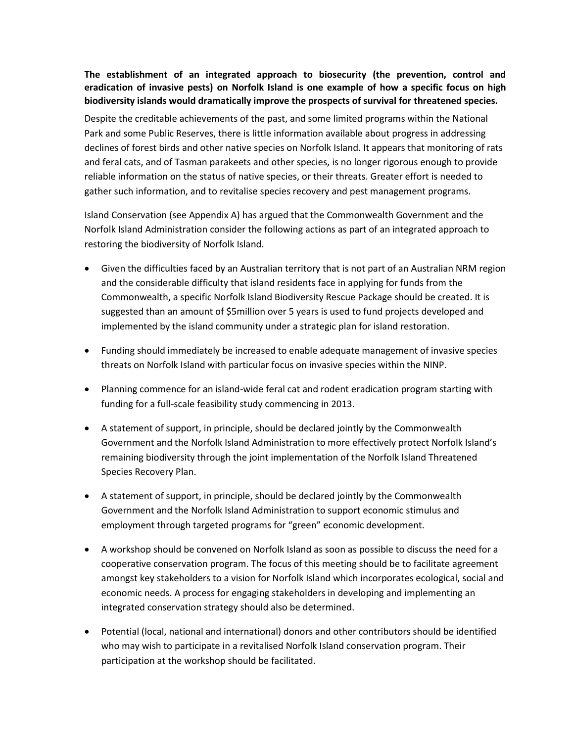**The establishment of an integrated approach to biosecurity (the prevention, control and eradication of invasive pests) on Norfolk Island is one example of how a specific focus on high biodiversity islands would dramatically improve the prospects of survival for threatened species.**

Despite the creditable achievements of the past, and some limited programs within the National Park and some Public Reserves, there is little information available about progress in addressing declines of forest birds and other native species on Norfolk Island. It appears that monitoring of rats and feral cats, and of Tasman parakeets and other species, is no longer rigorous enough to provide reliable information on the status of native species, or their threats. Greater effort is needed to gather such information, and to revitalise species recovery and pest management programs.

Island Conservation (see Appendix A) has argued that the Commonwealth Government and the Norfolk Island Administration consider the following actions as part of an integrated approach to restoring the biodiversity of Norfolk Island.

- Given the difficulties faced by an Australian territory that is not part of an Australian NRM region and the considerable difficulty that island residents face in applying for funds from the Commonwealth, a specific Norfolk Island Biodiversity Rescue Package should be created. It is suggested than an amount of $5million over 5 years is used to fund projects developed and implemented by the island community under a strategic plan for island restoration.
- Funding should immediately be increased to enable adequate management of invasive species threats on Norfolk Island with particular focus on invasive species within the NINP.
- Planning commence for an island-wide feral cat and rodent eradication program starting with funding for a full-scale feasibility study commencing in 2013.
- A statement of support, in principle, should be declared jointly by the Commonwealth Government and the Norfolk Island Administration to more effectively protect Norfolk Island's remaining biodiversity through the joint implementation of the Norfolk Island Threatened Species Recovery Plan.
- A statement of support, in principle, should be declared jointly by the Commonwealth Government and the Norfolk Island Administration to support economic stimulus and employment through targeted programs for "green" economic development.
- A workshop should be convened on Norfolk Island as soon as possible to discuss the need for a cooperative conservation program. The focus of this meeting should be to facilitate agreement amongst key stakeholders to a vision for Norfolk Island which incorporates ecological, social and economic needs. A process for engaging stakeholders in developing and implementing an integrated conservation strategy should also be determined.
- Potential (local, national and international) donors and other contributors should be identified who may wish to participate in a revitalised Norfolk Island conservation program. Their participation at the workshop should be facilitated.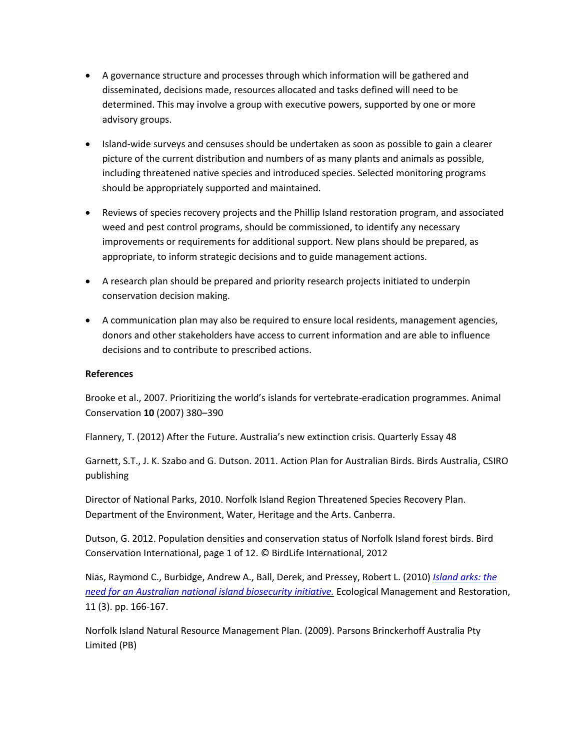- A governance structure and processes through which information will be gathered and disseminated, decisions made, resources allocated and tasks defined will need to be determined. This may involve a group with executive powers, supported by one or more advisory groups.

- Island-wide surveys and censuses should be undertaken as soon as possible to gain a clearer picture of the current distribution and numbers of as many plants and animals as possible, including threatened native species and introduced species. Selected monitoring programs should be appropriately supported and maintained.

- Reviews of species recovery projects and the Phillip Island restoration program, and associated weed and pest control programs, should be commissioned, to identify any necessary improvements or requirements for additional support. New plans should be prepared, as appropriate, to inform strategic decisions and to guide management actions.

- A research plan should be prepared and priority research projects initiated to underpin conservation decision making.

- A communication plan may also be required to ensure local residents, management agencies, donors and other stakeholders have access to current information and are able to influence decisions and to contribute to prescribed actions.

**References**

Brooke et al., 2007. Prioritizing the world's islands for vertebrate-eradication programmes. Animal Conservation **10** (2007) 380–390

Flannery, T. (2012) After the Future. Australia's new extinction crisis. Quarterly Essay 48

Garnett, S.T., J. K. Szabo and G. Dutson. 2011. Action Plan for Australian Birds. Birds Australia, CSIRO publishing

Director of National Parks, 2010. Norfolk Island Region Threatened Species Recovery Plan. Department of the Environment, Water, Heritage and the Arts. Canberra.

Dutson, G. 2012. Population densities and conservation status of Norfolk Island forest birds. Bird Conservation International, page 1 of 12. © BirdLife International, 2012

Nias, Raymond C., Burbidge, Andrew A., Ball, Derek, and Pressey, Robert L. (2010) *Island arks: the need for an Australian national island biosecurity initiative.* Ecological Management and Restoration, 11 (3). pp. 166-167.

Norfolk Island Natural Resource Management Plan. (2009). Parsons Brinckerhoff Australia Pty Limited (PB)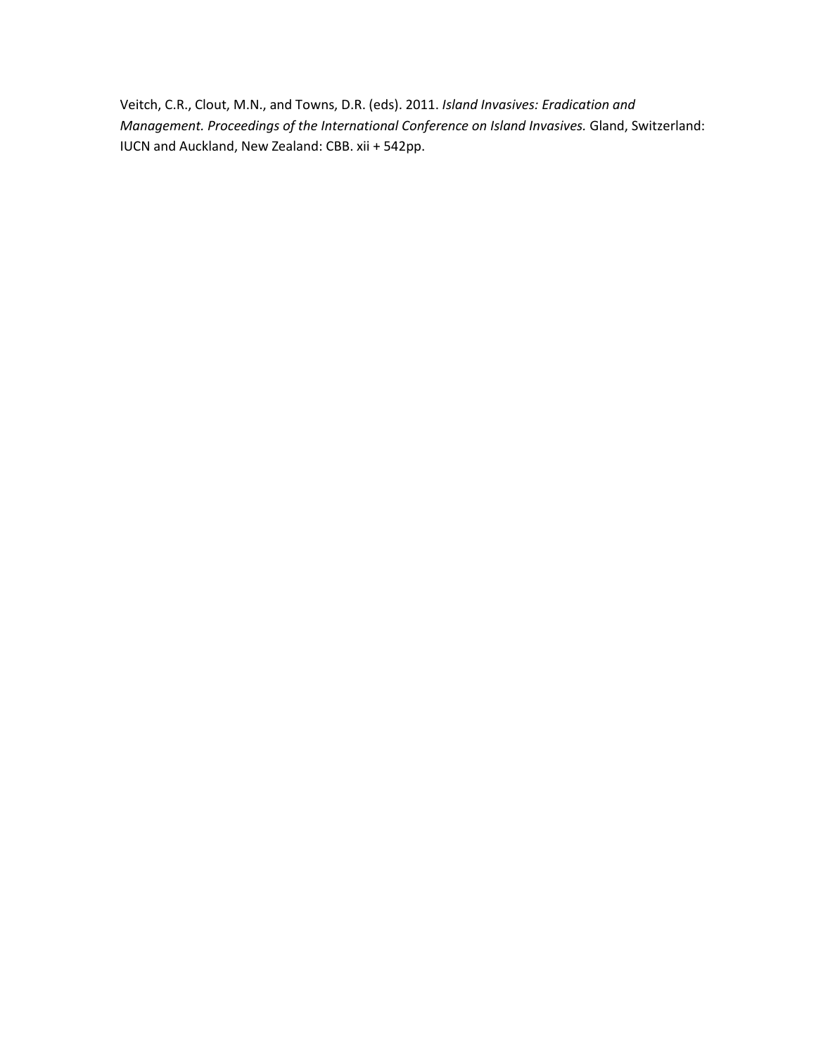Veitch, C.R., Clout, M.N., and Towns, D.R. (eds). 2011. *Island Invasives: Eradication and Management. Proceedings of the International Conference on Island Invasives.* Gland, Switzerland: IUCN and Auckland, New Zealand: CBB. xii + 542pp.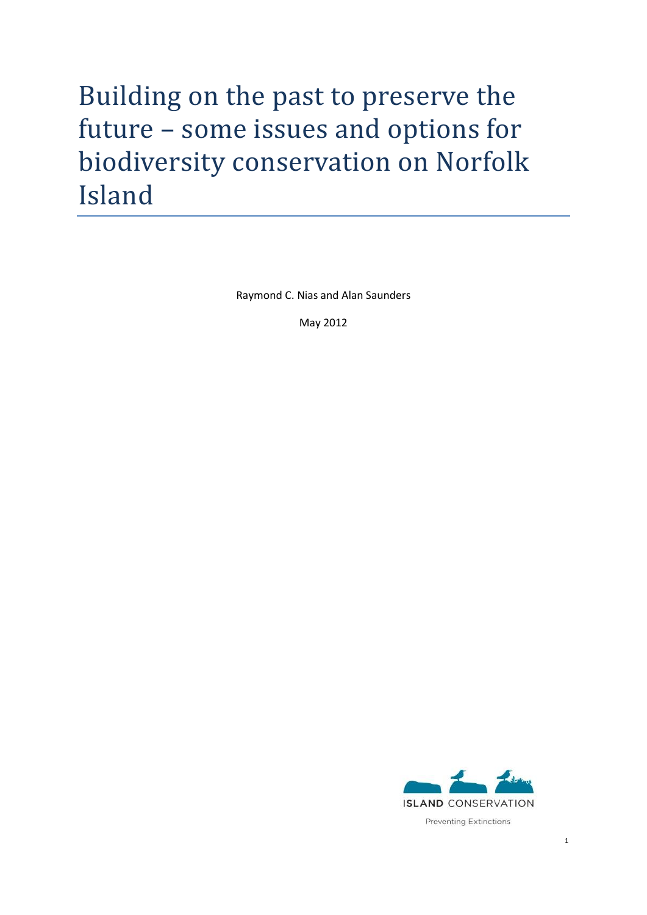# Building on the past to preserve the future – some issues and options for biodiversity conservation on Norfolk Island

Raymond C. Nias and Alan Saunders

May 2012

ISLAND CONSERVATION

Preventing Extinctions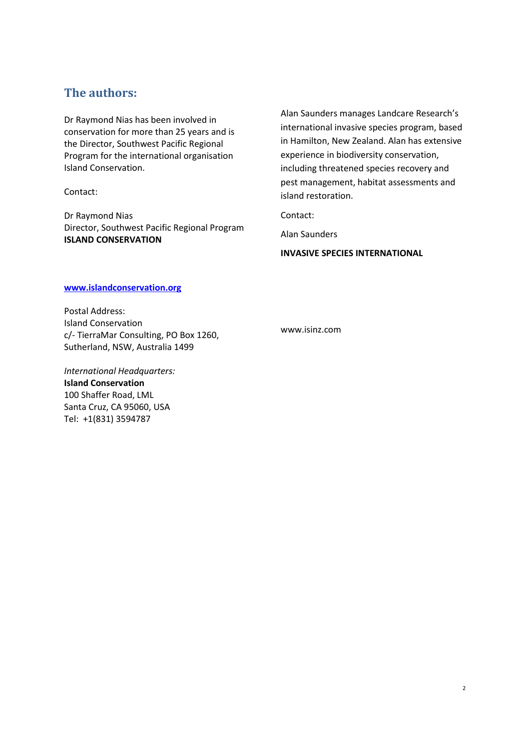## The authors:

Dr Raymond Nias has been involved in conservation for more than 25 years and is the Director, Southwest Pacific Regional Program for the international organisation Island Conservation.

Contact:

Dr Raymond Nias
Director, Southwest Pacific Regional Program
**ISLAND CONSERVATION**

**[www.islandconservation.org](http://www.islandconservation.org)**

Postal Address:
Island Conservation
c/- TierraMar Consulting, PO Box 1260,
Sutherland, NSW, Australia 1499

*International Headquarters:*
**Island Conservation**
100 Shaffer Road, LML
Santa Cruz, CA 95060, USA
Tel: +1(831) 3594787

Alan Saunders manages Landcare Research's international invasive species program, based in Hamilton, New Zealand. Alan has extensive experience in biodiversity conservation, including threatened species recovery and pest management, habitat assessments and island restoration.

Contact:

Alan Saunders

**INVASIVE SPECIES INTERNATIONAL**

www.isinz.com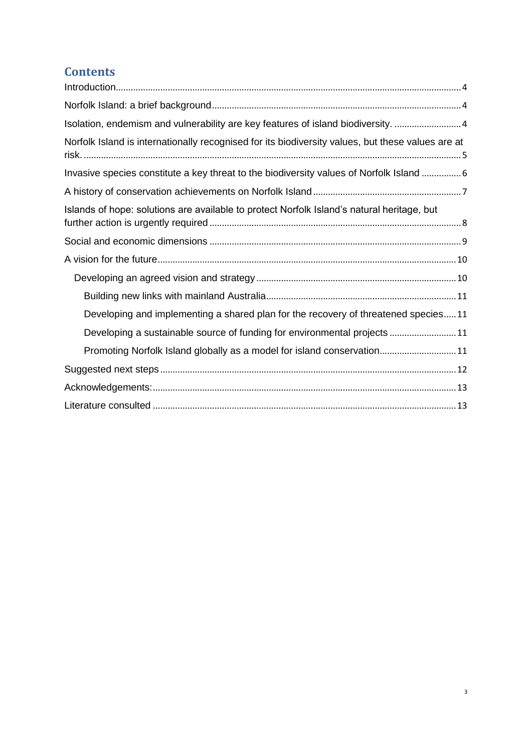## Contents

Introduction ........ 4

Norfolk Island: a brief background ........ 4

Isolation, endemism and vulnerability are key features of island biodiversity. ........ 4

Norfolk Island is internationally recognised for its biodiversity values, but these values are at risk. ........ 5

Invasive species constitute a key threat to the biodiversity values of Norfolk Island ........ 6

A history of conservation achievements on Norfolk Island ........ 7

Islands of hope: solutions are available to protect Norfolk Island's natural heritage, but further action is urgently required ........ 8

Social and economic dimensions ........ 9

A vision for the future ........ 10

- Developing an agreed vision and strategy ........ 10
  - Building new links with mainland Australia ........ 11
  - Developing and implementing a shared plan for the recovery of threatened species ........ 11
  - Developing a sustainable source of funding for environmental projects ........ 11
  - Promoting Norfolk Island globally as a model for island conservation ........ 11

Suggested next steps ........ 12

Acknowledgements: ........ 13

Literature consulted ........ 13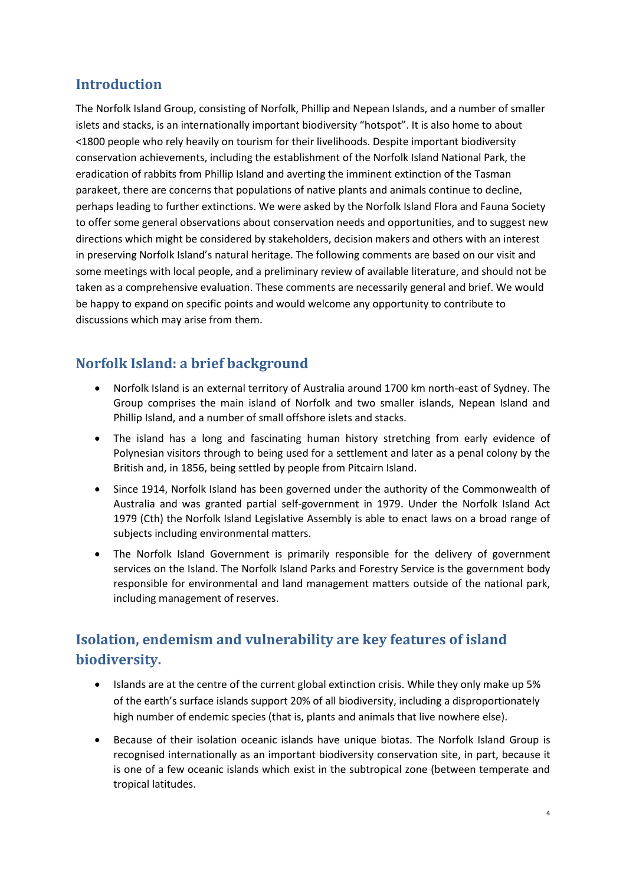## Introduction

The Norfolk Island Group, consisting of Norfolk, Phillip and Nepean Islands, and a number of smaller islets and stacks, is an internationally important biodiversity "hotspot". It is also home to about <1800 people who rely heavily on tourism for their livelihoods. Despite important biodiversity conservation achievements, including the establishment of the Norfolk Island National Park, the eradication of rabbits from Phillip Island and averting the imminent extinction of the Tasman parakeet, there are concerns that populations of native plants and animals continue to decline, perhaps leading to further extinctions. We were asked by the Norfolk Island Flora and Fauna Society to offer some general observations about conservation needs and opportunities, and to suggest new directions which might be considered by stakeholders, decision makers and others with an interest in preserving Norfolk Island's natural heritage. The following comments are based on our visit and some meetings with local people, and a preliminary review of available literature, and should not be taken as a comprehensive evaluation. These comments are necessarily general and brief. We would be happy to expand on specific points and would welcome any opportunity to contribute to discussions which may arise from them.

## Norfolk Island: a brief background

- Norfolk Island is an external territory of Australia around 1700 km north-east of Sydney. The Group comprises the main island of Norfolk and two smaller islands, Nepean Island and Phillip Island, and a number of small offshore islets and stacks.
- The island has a long and fascinating human history stretching from early evidence of Polynesian visitors through to being used for a settlement and later as a penal colony by the British and, in 1856, being settled by people from Pitcairn Island.
- Since 1914, Norfolk Island has been governed under the authority of the Commonwealth of Australia and was granted partial self-government in 1979. Under the Norfolk Island Act 1979 (Cth) the Norfolk Island Legislative Assembly is able to enact laws on a broad range of subjects including environmental matters.
- The Norfolk Island Government is primarily responsible for the delivery of government services on the Island. The Norfolk Island Parks and Forestry Service is the government body responsible for environmental and land management matters outside of the national park, including management of reserves.

## Isolation, endemism and vulnerability are key features of island biodiversity.

- Islands are at the centre of the current global extinction crisis. While they only make up 5% of the earth's surface islands support 20% of all biodiversity, including a disproportionately high number of endemic species (that is, plants and animals that live nowhere else).
- Because of their isolation oceanic islands have unique biotas. The Norfolk Island Group is recognised internationally as an important biodiversity conservation site, in part, because it is one of a few oceanic islands which exist in the subtropical zone (between temperate and tropical latitudes.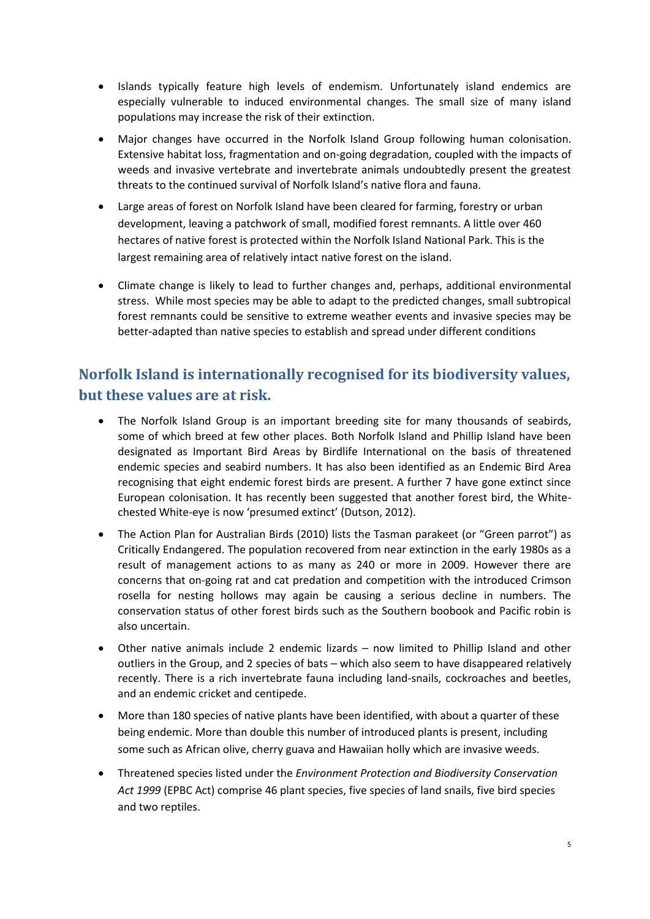- Islands typically feature high levels of endemism. Unfortunately island endemics are especially vulnerable to induced environmental changes. The small size of many island populations may increase the risk of their extinction.

- Major changes have occurred in the Norfolk Island Group following human colonisation. Extensive habitat loss, fragmentation and on-going degradation, coupled with the impacts of weeds and invasive vertebrate and invertebrate animals undoubtedly present the greatest threats to the continued survival of Norfolk Island's native flora and fauna.

- Large areas of forest on Norfolk Island have been cleared for farming, forestry or urban development, leaving a patchwork of small, modified forest remnants. A little over 460 hectares of native forest is protected within the Norfolk Island National Park. This is the largest remaining area of relatively intact native forest on the island.

- Climate change is likely to lead to further changes and, perhaps, additional environmental stress. While most species may be able to adapt to the predicted changes, small subtropical forest remnants could be sensitive to extreme weather events and invasive species may be better-adapted than native species to establish and spread under different conditions

## Norfolk Island is internationally recognised for its biodiversity values, but these values are at risk.

- The Norfolk Island Group is an important breeding site for many thousands of seabirds, some of which breed at few other places. Both Norfolk Island and Phillip Island have been designated as Important Bird Areas by Birdlife International on the basis of threatened endemic species and seabird numbers. It has also been identified as an Endemic Bird Area recognising that eight endemic forest birds are present. A further 7 have gone extinct since European colonisation. It has recently been suggested that another forest bird, the White-chested White-eye is now 'presumed extinct' (Dutson, 2012).

- The Action Plan for Australian Birds (2010) lists the Tasman parakeet (or "Green parrot") as Critically Endangered. The population recovered from near extinction in the early 1980s as a result of management actions to as many as 240 or more in 2009. However there are concerns that on-going rat and cat predation and competition with the introduced Crimson rosella for nesting hollows may again be causing a serious decline in numbers. The conservation status of other forest birds such as the Southern boobook and Pacific robin is also uncertain.

- Other native animals include 2 endemic lizards – now limited to Phillip Island and other outliers in the Group, and 2 species of bats – which also seem to have disappeared relatively recently. There is a rich invertebrate fauna including land-snails, cockroaches and beetles, and an endemic cricket and centipede.

- More than 180 species of native plants have been identified, with about a quarter of these being endemic. More than double this number of introduced plants is present, including some such as African olive, cherry guava and Hawaiian holly which are invasive weeds.

- Threatened species listed under the *Environment Protection and Biodiversity Conservation Act 1999* (EPBC Act) comprise 46 plant species, five species of land snails, five bird species and two reptiles.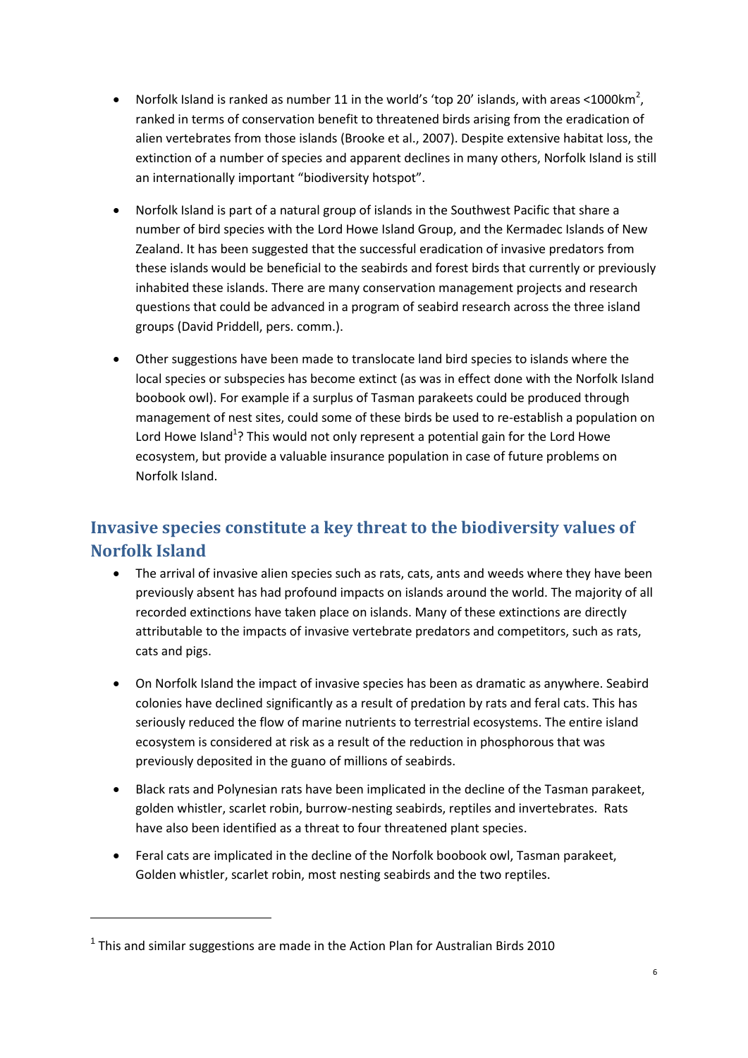- Norfolk Island is ranked as number 11 in the world's 'top 20' islands, with areas <1000km$^2$, ranked in terms of conservation benefit to threatened birds arising from the eradication of alien vertebrates from those islands (Brooke et al., 2007). Despite extensive habitat loss, the extinction of a number of species and apparent declines in many others, Norfolk Island is still an internationally important "biodiversity hotspot".

- Norfolk Island is part of a natural group of islands in the Southwest Pacific that share a number of bird species with the Lord Howe Island Group, and the Kermadec Islands of New Zealand. It has been suggested that the successful eradication of invasive predators from these islands would be beneficial to the seabirds and forest birds that currently or previously inhabited these islands. There are many conservation management projects and research questions that could be advanced in a program of seabird research across the three island groups (David Priddell, pers. comm.).

- Other suggestions have been made to translocate land bird species to islands where the local species or subspecies has become extinct (as was in effect done with the Norfolk Island boobook owl). For example if a surplus of Tasman parakeets could be produced through management of nest sites, could some of these birds be used to re-establish a population on Lord Howe Island[1]? This would not only represent a potential gain for the Lord Howe ecosystem, but provide a valuable insurance population in case of future problems on Norfolk Island.

## Invasive species constitute a key threat to the biodiversity values of Norfolk Island

- The arrival of invasive alien species such as rats, cats, ants and weeds where they have been previously absent has had profound impacts on islands around the world. The majority of all recorded extinctions have taken place on islands. Many of these extinctions are directly attributable to the impacts of invasive vertebrate predators and competitors, such as rats, cats and pigs.

- On Norfolk Island the impact of invasive species has been as dramatic as anywhere. Seabird colonies have declined significantly as a result of predation by rats and feral cats. This has seriously reduced the flow of marine nutrients to terrestrial ecosystems. The entire island ecosystem is considered at risk as a result of the reduction in phosphorous that was previously deposited in the guano of millions of seabirds.

- Black rats and Polynesian rats have been implicated in the decline of the Tasman parakeet, golden whistler, scarlet robin, burrow-nesting seabirds, reptiles and invertebrates. Rats have also been identified as a threat to four threatened plant species.

- Feral cats are implicated in the decline of the Norfolk boobook owl, Tasman parakeet, Golden whistler, scarlet robin, most nesting seabirds and the two reptiles.

---

[1] This and similar suggestions are made in the Action Plan for Australian Birds 2010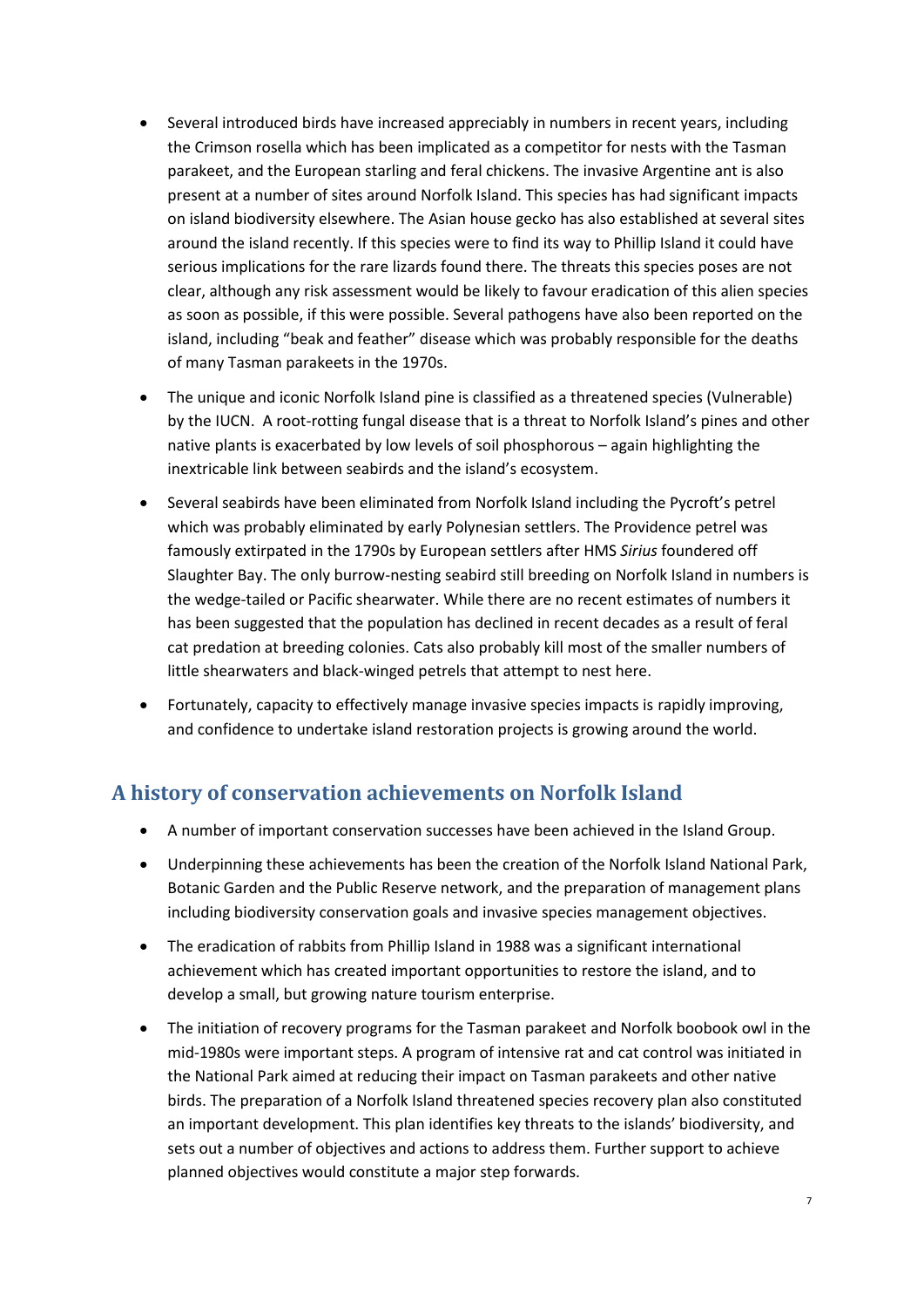- Several introduced birds have increased appreciably in numbers in recent years, including the Crimson rosella which has been implicated as a competitor for nests with the Tasman parakeet, and the European starling and feral chickens. The invasive Argentine ant is also present at a number of sites around Norfolk Island. This species has had significant impacts on island biodiversity elsewhere. The Asian house gecko has also established at several sites around the island recently. If this species were to find its way to Phillip Island it could have serious implications for the rare lizards found there. The threats this species poses are not clear, although any risk assessment would be likely to favour eradication of this alien species as soon as possible, if this were possible. Several pathogens have also been reported on the island, including "beak and feather" disease which was probably responsible for the deaths of many Tasman parakeets in the 1970s.
- The unique and iconic Norfolk Island pine is classified as a threatened species (Vulnerable) by the IUCN. A root-rotting fungal disease that is a threat to Norfolk Island's pines and other native plants is exacerbated by low levels of soil phosphorous – again highlighting the inextricable link between seabirds and the island's ecosystem.
- Several seabirds have been eliminated from Norfolk Island including the Pycroft's petrel which was probably eliminated by early Polynesian settlers. The Providence petrel was famously extirpated in the 1790s by European settlers after HMS *Sirius* foundered off Slaughter Bay. The only burrow-nesting seabird still breeding on Norfolk Island in numbers is the wedge-tailed or Pacific shearwater. While there are no recent estimates of numbers it has been suggested that the population has declined in recent decades as a result of feral cat predation at breeding colonies. Cats also probably kill most of the smaller numbers of little shearwaters and black-winged petrels that attempt to nest here.
- Fortunately, capacity to effectively manage invasive species impacts is rapidly improving, and confidence to undertake island restoration projects is growing around the world.

## A history of conservation achievements on Norfolk Island

- A number of important conservation successes have been achieved in the Island Group.
- Underpinning these achievements has been the creation of the Norfolk Island National Park, Botanic Garden and the Public Reserve network, and the preparation of management plans including biodiversity conservation goals and invasive species management objectives.
- The eradication of rabbits from Phillip Island in 1988 was a significant international achievement which has created important opportunities to restore the island, and to develop a small, but growing nature tourism enterprise.
- The initiation of recovery programs for the Tasman parakeet and Norfolk boobook owl in the mid-1980s were important steps. A program of intensive rat and cat control was initiated in the National Park aimed at reducing their impact on Tasman parakeets and other native birds. The preparation of a Norfolk Island threatened species recovery plan also constituted an important development. This plan identifies key threats to the islands' biodiversity, and sets out a number of objectives and actions to address them. Further support to achieve planned objectives would constitute a major step forwards.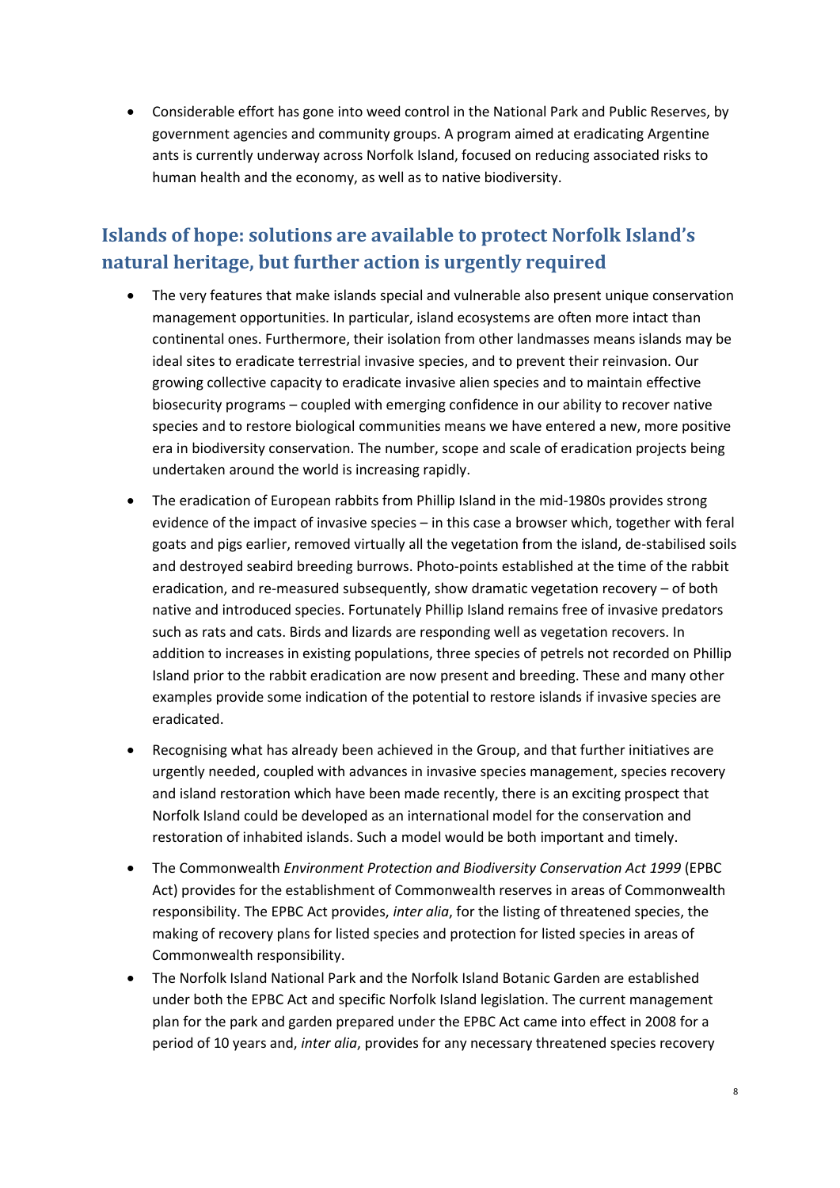- Considerable effort has gone into weed control in the National Park and Public Reserves, by government agencies and community groups. A program aimed at eradicating Argentine ants is currently underway across Norfolk Island, focused on reducing associated risks to human health and the economy, as well as to native biodiversity.

## Islands of hope: solutions are available to protect Norfolk Island's natural heritage, but further action is urgently required

- The very features that make islands special and vulnerable also present unique conservation management opportunities. In particular, island ecosystems are often more intact than continental ones. Furthermore, their isolation from other landmasses means islands may be ideal sites to eradicate terrestrial invasive species, and to prevent their reinvasion. Our growing collective capacity to eradicate invasive alien species and to maintain effective biosecurity programs – coupled with emerging confidence in our ability to recover native species and to restore biological communities means we have entered a new, more positive era in biodiversity conservation. The number, scope and scale of eradication projects being undertaken around the world is increasing rapidly.
- The eradication of European rabbits from Phillip Island in the mid-1980s provides strong evidence of the impact of invasive species – in this case a browser which, together with feral goats and pigs earlier, removed virtually all the vegetation from the island, de-stabilised soils and destroyed seabird breeding burrows. Photo-points established at the time of the rabbit eradication, and re-measured subsequently, show dramatic vegetation recovery – of both native and introduced species. Fortunately Phillip Island remains free of invasive predators such as rats and cats. Birds and lizards are responding well as vegetation recovers. In addition to increases in existing populations, three species of petrels not recorded on Phillip Island prior to the rabbit eradication are now present and breeding. These and many other examples provide some indication of the potential to restore islands if invasive species are eradicated.
- Recognising what has already been achieved in the Group, and that further initiatives are urgently needed, coupled with advances in invasive species management, species recovery and island restoration which have been made recently, there is an exciting prospect that Norfolk Island could be developed as an international model for the conservation and restoration of inhabited islands. Such a model would be both important and timely.
- The Commonwealth *Environment Protection and Biodiversity Conservation Act 1999* (EPBC Act) provides for the establishment of Commonwealth reserves in areas of Commonwealth responsibility. The EPBC Act provides, *inter alia*, for the listing of threatened species, the making of recovery plans for listed species and protection for listed species in areas of Commonwealth responsibility.
- The Norfolk Island National Park and the Norfolk Island Botanic Garden are established under both the EPBC Act and specific Norfolk Island legislation. The current management plan for the park and garden prepared under the EPBC Act came into effect in 2008 for a period of 10 years and, *inter alia*, provides for any necessary threatened species recovery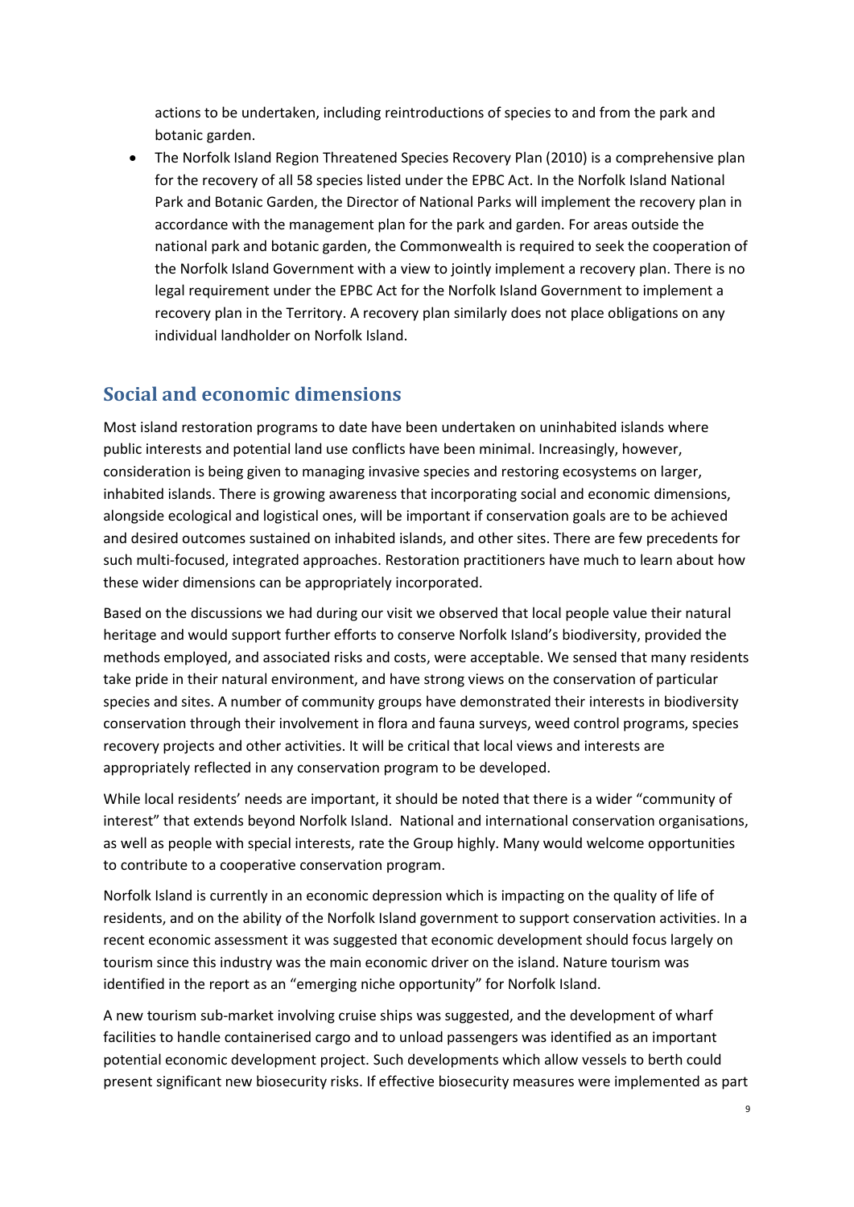actions to be undertaken, including reintroductions of species to and from the park and botanic garden.

- The Norfolk Island Region Threatened Species Recovery Plan (2010) is a comprehensive plan for the recovery of all 58 species listed under the EPBC Act. In the Norfolk Island National Park and Botanic Garden, the Director of National Parks will implement the recovery plan in accordance with the management plan for the park and garden. For areas outside the national park and botanic garden, the Commonwealth is required to seek the cooperation of the Norfolk Island Government with a view to jointly implement a recovery plan. There is no legal requirement under the EPBC Act for the Norfolk Island Government to implement a recovery plan in the Territory. A recovery plan similarly does not place obligations on any individual landholder on Norfolk Island.

## Social and economic dimensions

Most island restoration programs to date have been undertaken on uninhabited islands where public interests and potential land use conflicts have been minimal. Increasingly, however, consideration is being given to managing invasive species and restoring ecosystems on larger, inhabited islands. There is growing awareness that incorporating social and economic dimensions, alongside ecological and logistical ones, will be important if conservation goals are to be achieved and desired outcomes sustained on inhabited islands, and other sites. There are few precedents for such multi-focused, integrated approaches. Restoration practitioners have much to learn about how these wider dimensions can be appropriately incorporated.

Based on the discussions we had during our visit we observed that local people value their natural heritage and would support further efforts to conserve Norfolk Island's biodiversity, provided the methods employed, and associated risks and costs, were acceptable. We sensed that many residents take pride in their natural environment, and have strong views on the conservation of particular species and sites. A number of community groups have demonstrated their interests in biodiversity conservation through their involvement in flora and fauna surveys, weed control programs, species recovery projects and other activities. It will be critical that local views and interests are appropriately reflected in any conservation program to be developed.

While local residents' needs are important, it should be noted that there is a wider "community of interest" that extends beyond Norfolk Island. National and international conservation organisations, as well as people with special interests, rate the Group highly. Many would welcome opportunities to contribute to a cooperative conservation program.

Norfolk Island is currently in an economic depression which is impacting on the quality of life of residents, and on the ability of the Norfolk Island government to support conservation activities. In a recent economic assessment it was suggested that economic development should focus largely on tourism since this industry was the main economic driver on the island. Nature tourism was identified in the report as an "emerging niche opportunity" for Norfolk Island.

A new tourism sub-market involving cruise ships was suggested, and the development of wharf facilities to handle containerised cargo and to unload passengers was identified as an important potential economic development project. Such developments which allow vessels to berth could present significant new biosecurity risks. If effective biosecurity measures were implemented as part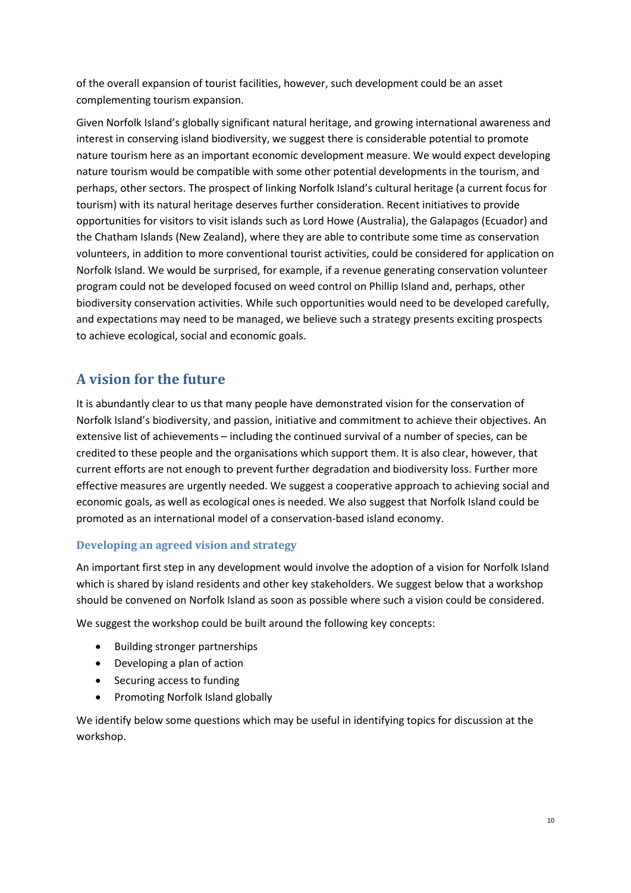of the overall expansion of tourist facilities, however, such development could be an asset complementing tourism expansion.

Given Norfolk Island's globally significant natural heritage, and growing international awareness and interest in conserving island biodiversity, we suggest there is considerable potential to promote nature tourism here as an important economic development measure. We would expect developing nature tourism would be compatible with some other potential developments in the tourism, and perhaps, other sectors. The prospect of linking Norfolk Island's cultural heritage (a current focus for tourism) with its natural heritage deserves further consideration. Recent initiatives to provide opportunities for visitors to visit islands such as Lord Howe (Australia), the Galapagos (Ecuador) and the Chatham Islands (New Zealand), where they are able to contribute some time as conservation volunteers, in addition to more conventional tourist activities, could be considered for application on Norfolk Island. We would be surprised, for example, if a revenue generating conservation volunteer program could not be developed focused on weed control on Phillip Island and, perhaps, other biodiversity conservation activities. While such opportunities would need to be developed carefully, and expectations may need to be managed, we believe such a strategy presents exciting prospects to achieve ecological, social and economic goals.

## A vision for the future

It is abundantly clear to us that many people have demonstrated vision for the conservation of Norfolk Island's biodiversity, and passion, initiative and commitment to achieve their objectives. An extensive list of achievements – including the continued survival of a number of species, can be credited to these people and the organisations which support them. It is also clear, however, that current efforts are not enough to prevent further degradation and biodiversity loss. Further more effective measures are urgently needed. We suggest a cooperative approach to achieving social and economic goals, as well as ecological ones is needed. We also suggest that Norfolk Island could be promoted as an international model of a conservation-based island economy.

### Developing an agreed vision and strategy

An important first step in any development would involve the adoption of a vision for Norfolk Island which is shared by island residents and other key stakeholders. We suggest below that a workshop should be convened on Norfolk Island as soon as possible where such a vision could be considered.

We suggest the workshop could be built around the following key concepts:

- Building stronger partnerships
- Developing a plan of action
- Securing access to funding
- Promoting Norfolk Island globally

We identify below some questions which may be useful in identifying topics for discussion at the workshop.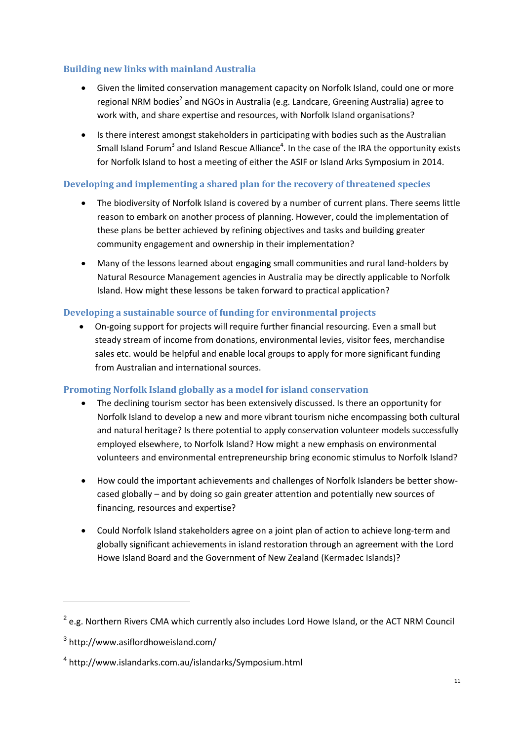### Building new links with mainland Australia

- Given the limited conservation management capacity on Norfolk Island, could one or more regional NRM bodies[2] and NGOs in Australia (e.g. Landcare, Greening Australia) agree to work with, and share expertise and resources, with Norfolk Island organisations?
- Is there interest amongst stakeholders in participating with bodies such as the Australian Small Island Forum[3] and Island Rescue Alliance[4]. In the case of the IRA the opportunity exists for Norfolk Island to host a meeting of either the ASIF or Island Arks Symposium in 2014.

### Developing and implementing a shared plan for the recovery of threatened species

- The biodiversity of Norfolk Island is covered by a number of current plans. There seems little reason to embark on another process of planning. However, could the implementation of these plans be better achieved by refining objectives and tasks and building greater community engagement and ownership in their implementation?
- Many of the lessons learned about engaging small communities and rural land-holders by Natural Resource Management agencies in Australia may be directly applicable to Norfolk Island. How might these lessons be taken forward to practical application?

### Developing a sustainable source of funding for environmental projects

- On-going support for projects will require further financial resourcing. Even a small but steady stream of income from donations, environmental levies, visitor fees, merchandise sales etc. would be helpful and enable local groups to apply for more significant funding from Australian and international sources.

### Promoting Norfolk Island globally as a model for island conservation

- The declining tourism sector has been extensively discussed. Is there an opportunity for Norfolk Island to develop a new and more vibrant tourism niche encompassing both cultural and natural heritage? Is there potential to apply conservation volunteer models successfully employed elsewhere, to Norfolk Island? How might a new emphasis on environmental volunteers and environmental entrepreneurship bring economic stimulus to Norfolk Island?
- How could the important achievements and challenges of Norfolk Islanders be better show-cased globally – and by doing so gain greater attention and potentially new sources of financing, resources and expertise?
- Could Norfolk Island stakeholders agree on a joint plan of action to achieve long-term and globally significant achievements in island restoration through an agreement with the Lord Howe Island Board and the Government of New Zealand (Kermadec Islands)?

---

[2] e.g. Northern Rivers CMA which currently also includes Lord Howe Island, or the ACT NRM Council

[3] http://www.asiflordhoweisland.com/

[4] http://www.islandarks.com.au/islandarks/Symposium.html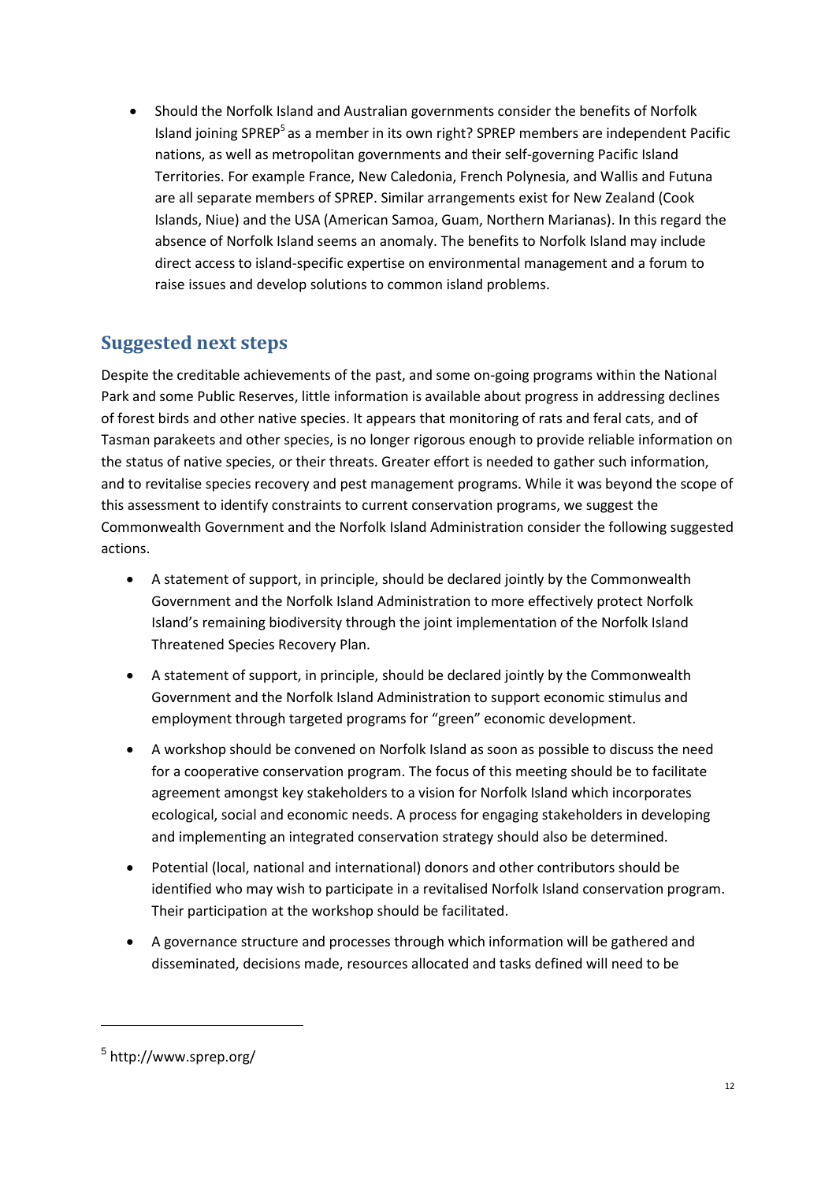- Should the Norfolk Island and Australian governments consider the benefits of Norfolk Island joining SPREP[5] as a member in its own right? SPREP members are independent Pacific nations, as well as metropolitan governments and their self-governing Pacific Island Territories. For example France, New Caledonia, French Polynesia, and Wallis and Futuna are all separate members of SPREP. Similar arrangements exist for New Zealand (Cook Islands, Niue) and the USA (American Samoa, Guam, Northern Marianas). In this regard the absence of Norfolk Island seems an anomaly. The benefits to Norfolk Island may include direct access to island-specific expertise on environmental management and a forum to raise issues and develop solutions to common island problems.

## Suggested next steps

Despite the creditable achievements of the past, and some on-going programs within the National Park and some Public Reserves, little information is available about progress in addressing declines of forest birds and other native species. It appears that monitoring of rats and feral cats, and of Tasman parakeets and other species, is no longer rigorous enough to provide reliable information on the status of native species, or their threats. Greater effort is needed to gather such information, and to revitalise species recovery and pest management programs. While it was beyond the scope of this assessment to identify constraints to current conservation programs, we suggest the Commonwealth Government and the Norfolk Island Administration consider the following suggested actions.

- A statement of support, in principle, should be declared jointly by the Commonwealth Government and the Norfolk Island Administration to more effectively protect Norfolk Island's remaining biodiversity through the joint implementation of the Norfolk Island Threatened Species Recovery Plan.
- A statement of support, in principle, should be declared jointly by the Commonwealth Government and the Norfolk Island Administration to support economic stimulus and employment through targeted programs for "green" economic development.
- A workshop should be convened on Norfolk Island as soon as possible to discuss the need for a cooperative conservation program. The focus of this meeting should be to facilitate agreement amongst key stakeholders to a vision for Norfolk Island which incorporates ecological, social and economic needs. A process for engaging stakeholders in developing and implementing an integrated conservation strategy should also be determined.
- Potential (local, national and international) donors and other contributors should be identified who may wish to participate in a revitalised Norfolk Island conservation program. Their participation at the workshop should be facilitated.
- A governance structure and processes through which information will be gathered and disseminated, decisions made, resources allocated and tasks defined will need to be

[5] http://www.sprep.org/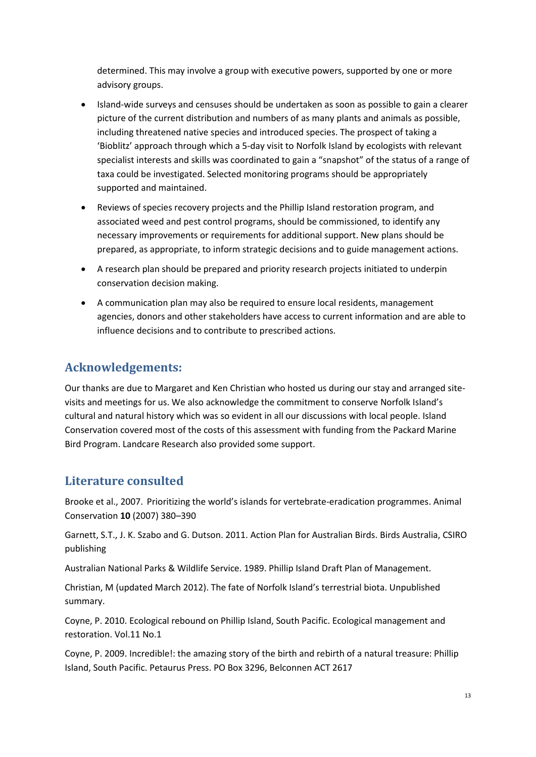determined. This may involve a group with executive powers, supported by one or more advisory groups.

- Island-wide surveys and censuses should be undertaken as soon as possible to gain a clearer picture of the current distribution and numbers of as many plants and animals as possible, including threatened native species and introduced species. The prospect of taking a 'Bioblitz' approach through which a 5-day visit to Norfolk Island by ecologists with relevant specialist interests and skills was coordinated to gain a "snapshot" of the status of a range of taxa could be investigated. Selected monitoring programs should be appropriately supported and maintained.
- Reviews of species recovery projects and the Phillip Island restoration program, and associated weed and pest control programs, should be commissioned, to identify any necessary improvements or requirements for additional support. New plans should be prepared, as appropriate, to inform strategic decisions and to guide management actions.
- A research plan should be prepared and priority research projects initiated to underpin conservation decision making.
- A communication plan may also be required to ensure local residents, management agencies, donors and other stakeholders have access to current information and are able to influence decisions and to contribute to prescribed actions.

## Acknowledgements:

Our thanks are due to Margaret and Ken Christian who hosted us during our stay and arranged site-visits and meetings for us. We also acknowledge the commitment to conserve Norfolk Island's cultural and natural history which was so evident in all our discussions with local people. Island Conservation covered most of the costs of this assessment with funding from the Packard Marine Bird Program. Landcare Research also provided some support.

## Literature consulted

Brooke et al., 2007. Prioritizing the world's islands for vertebrate-eradication programmes. Animal Conservation **10** (2007) 380–390

Garnett, S.T., J. K. Szabo and G. Dutson. 2011. Action Plan for Australian Birds. Birds Australia, CSIRO publishing

Australian National Parks & Wildlife Service. 1989. Phillip Island Draft Plan of Management.

Christian, M (updated March 2012). The fate of Norfolk Island's terrestrial biota. Unpublished summary.

Coyne, P. 2010. Ecological rebound on Phillip Island, South Pacific. Ecological management and restoration. Vol.11 No.1

Coyne, P. 2009. Incredible!: the amazing story of the birth and rebirth of a natural treasure: Phillip Island, South Pacific. Petaurus Press. PO Box 3296, Belconnen ACT 2617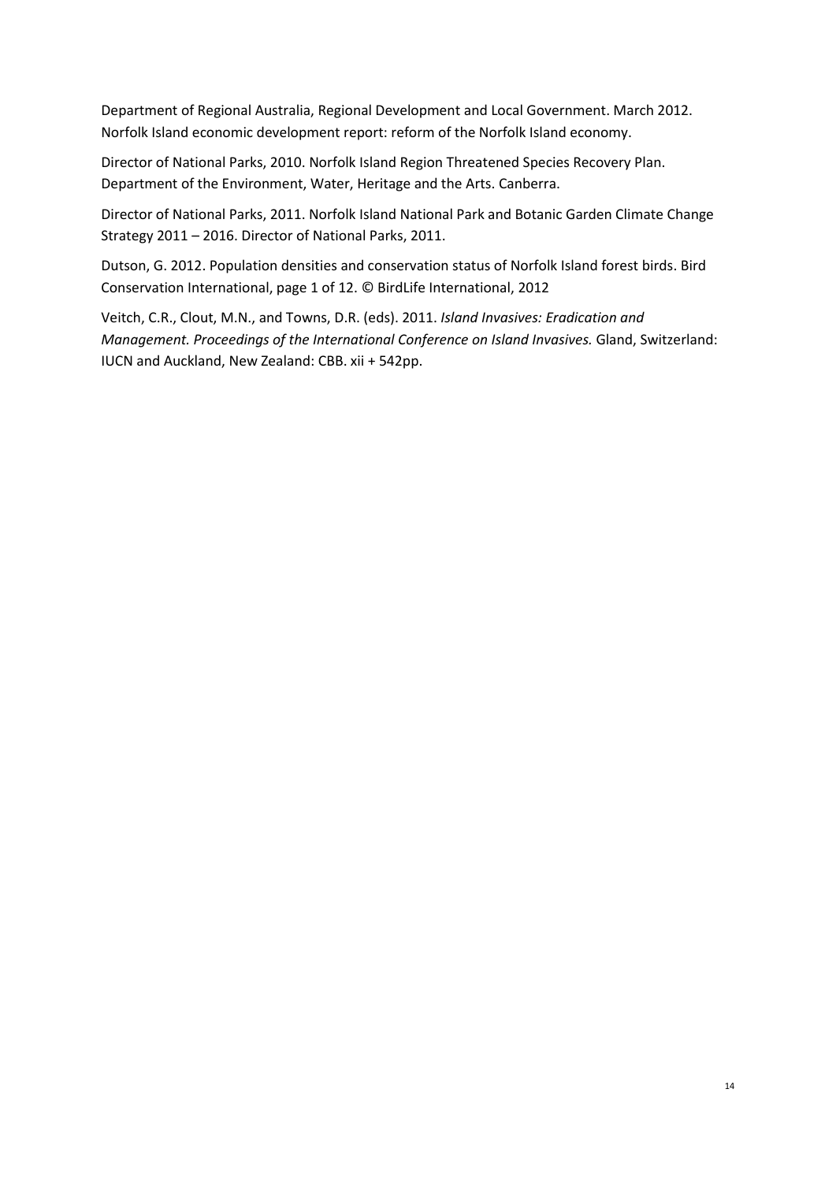Department of Regional Australia, Regional Development and Local Government. March 2012. Norfolk Island economic development report: reform of the Norfolk Island economy.

Director of National Parks, 2010. Norfolk Island Region Threatened Species Recovery Plan. Department of the Environment, Water, Heritage and the Arts. Canberra.

Director of National Parks, 2011. Norfolk Island National Park and Botanic Garden Climate Change Strategy 2011 – 2016. Director of National Parks, 2011.

Dutson, G. 2012. Population densities and conservation status of Norfolk Island forest birds. Bird Conservation International, page 1 of 12. © BirdLife International, 2012

Veitch, C.R., Clout, M.N., and Towns, D.R. (eds). 2011. *Island Invasives: Eradication and Management. Proceedings of the International Conference on Island Invasives.* Gland, Switzerland: IUCN and Auckland, New Zealand: CBB. xii + 542pp.